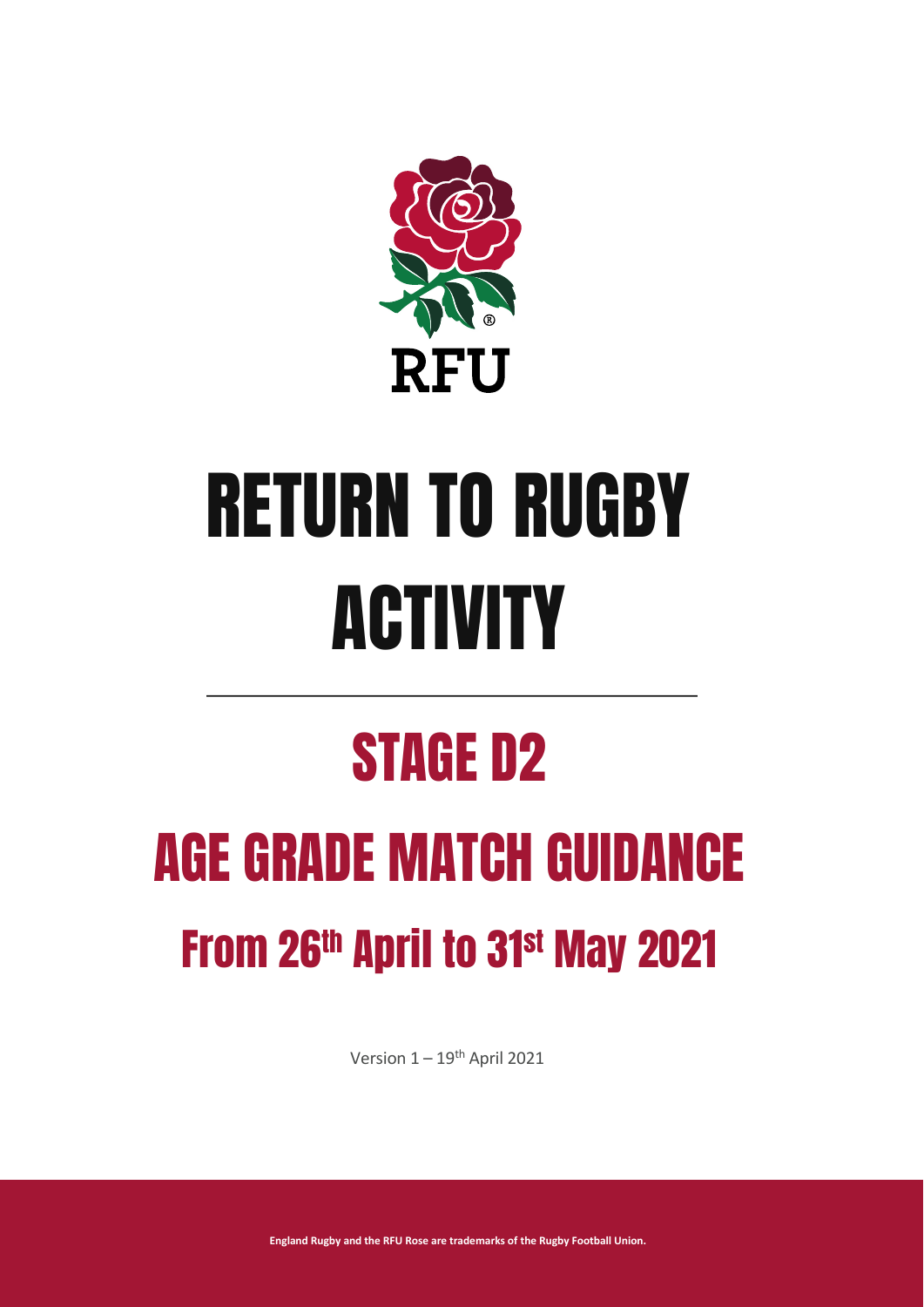RFU

# RETURN TO RUGBY ACTIVITY

## STAGE D2

## AGE GRADE MATCH GUIDANCE

## From 26th April to 31st May 2021

Version 1 – 19th April 2021

**England Rugby and the RFU Rose are trademarks of the Rugby Football Union.**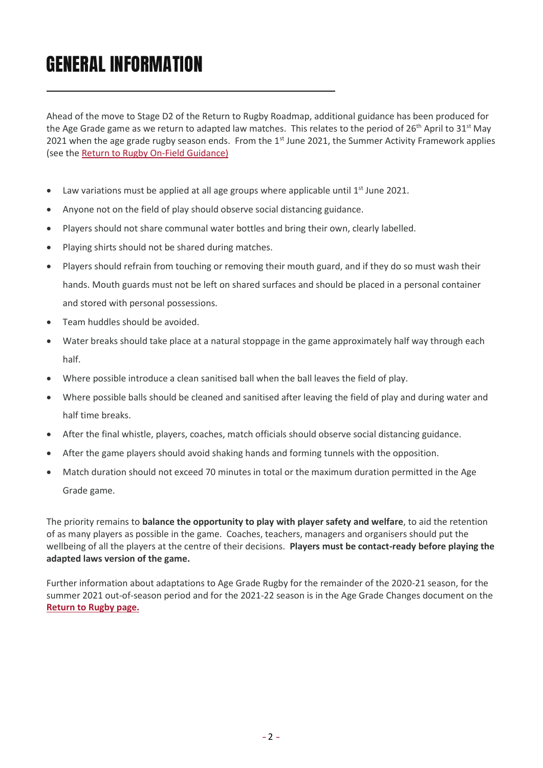# GENERAL INFORMATION

Ahead of the move to Stage D2 of the Return to Rugby Roadmap, additional guidance has been produced for the Age Grade game as we return to adapted law matches. This relates to the period of 26th April to 31st May 2021 when the age grade rugby season ends. From the 1st June 2021, the Summer Activity Framework applies (see the Return to Rugby On-Field Guidance)

- Law variations must be applied at all age groups where applicable until 1st June 2021.
- Anyone not on the field of play should observe social distancing guidance.
- Players should not share communal water bottles and bring their own, clearly labelled.
- Playing shirts should not be shared during matches.
- Players should refrain from touching or removing their mouth guard, and if they do so must wash their hands. Mouth guards must not be left on shared surfaces and should be placed in a personal container and stored with personal possessions.
- Team huddles should be avoided.
- Water breaks should take place at a natural stoppage in the game approximately half way through each half.
- Where possible introduce a clean sanitised ball when the ball leaves the field of play.
- Where possible balls should be cleaned and sanitised after leaving the field of play and during water and half time breaks.
- After the final whistle, players, coaches, match officials should observe social distancing guidance.
- After the game players should avoid shaking hands and forming tunnels with the opposition.
- Match duration should not exceed 70 minutes in total or the maximum duration permitted in the Age Grade game.

The priority remains to **balance the opportunity to play with player safety and welfare**, to aid the retention of as many players as possible in the game. Coaches, teachers, managers and organisers should put the wellbeing of all the players at the centre of their decisions. **Players must be contact-ready before playing the adapted laws version of the game.**

Further information about adaptations to Age Grade Rugby for the remainder of the 2020-21 season, for the summer 2021 out-of-season period and for the 2021-22 season is in the Age Grade Changes document on the **Return to Rugby page.**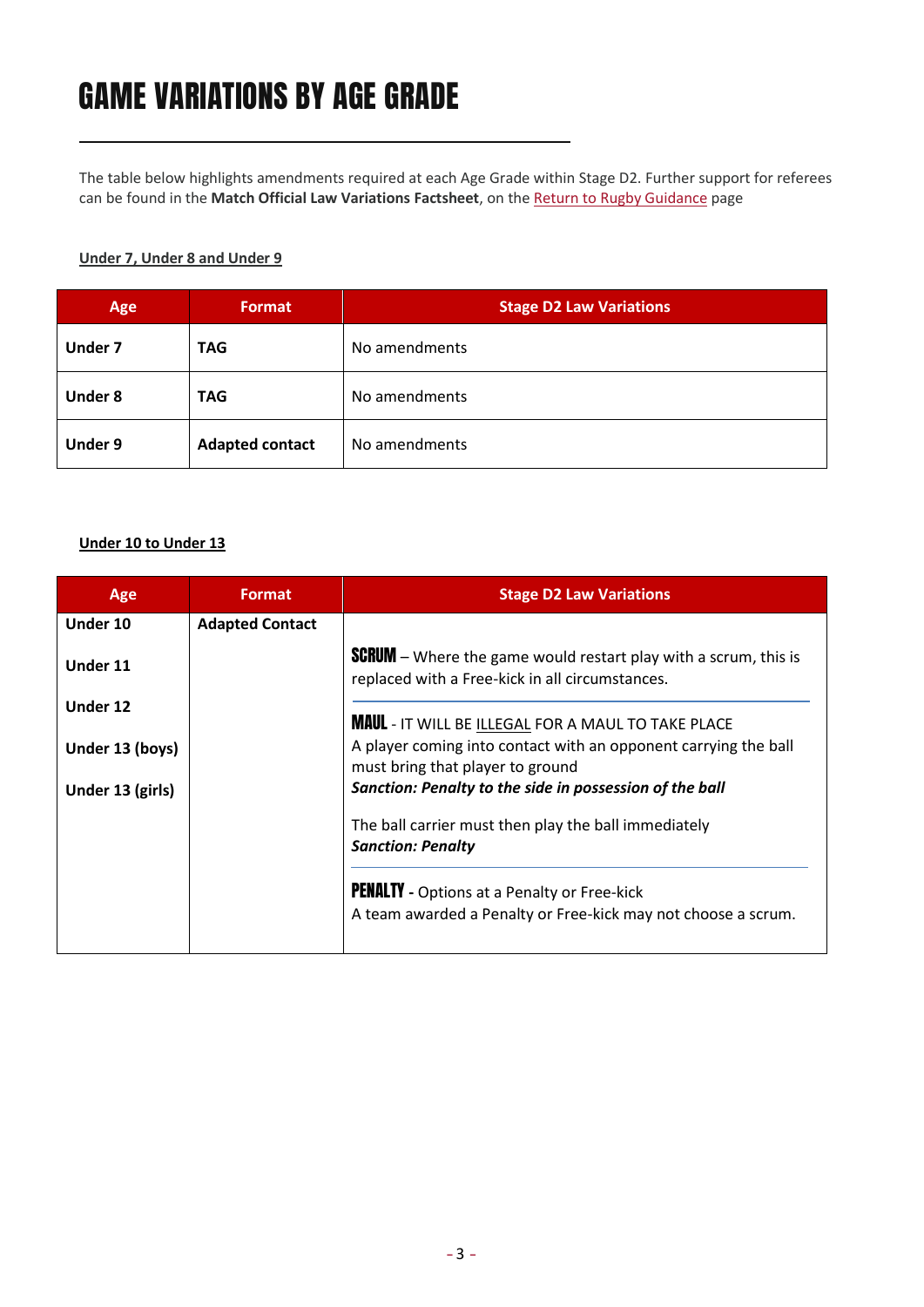# GAME VARIATIONS BY AGE GRADE

The table below highlights amendments required at each Age Grade within Stage D2. Further support for referees can be found in the **Match Official Law Variations Factsheet**, on the Return to Rugby Guidance page

**Under 7, Under 8 and Under 9**

| Age | Format | Stage D2 Law Variations |
|---|---|---|
| **Under 7** | **TAG** | No amendments |
| **Under 8** | **TAG** | No amendments |
| **Under 9** | **Adapted contact** | No amendments |

**Under 10 to Under 13**

| Age | Format | Stage D2 Law Variations |
|---|---|---|
| **Under 10**<br><br>**Under 11**<br><br>**Under 12**<br><br>**Under 13 (boys)**<br><br>**Under 13 (girls)** | **Adapted Contact** | **SCRUM** – Where the game would restart play with a scrum, this is replaced with a Free-kick in all circumstances.<br><br>**MAUL** - IT WILL BE ILLEGAL FOR A MAUL TO TAKE PLACE<br>A player coming into contact with an opponent carrying the ball must bring that player to ground<br>***Sanction: Penalty to the side in possession of the ball***<br><br>The ball carrier must then play the ball immediately<br>***Sanction: Penalty***<br><br>**PENALTY** - Options at a Penalty or Free-kick<br>A team awarded a Penalty or Free-kick may not choose a scrum. |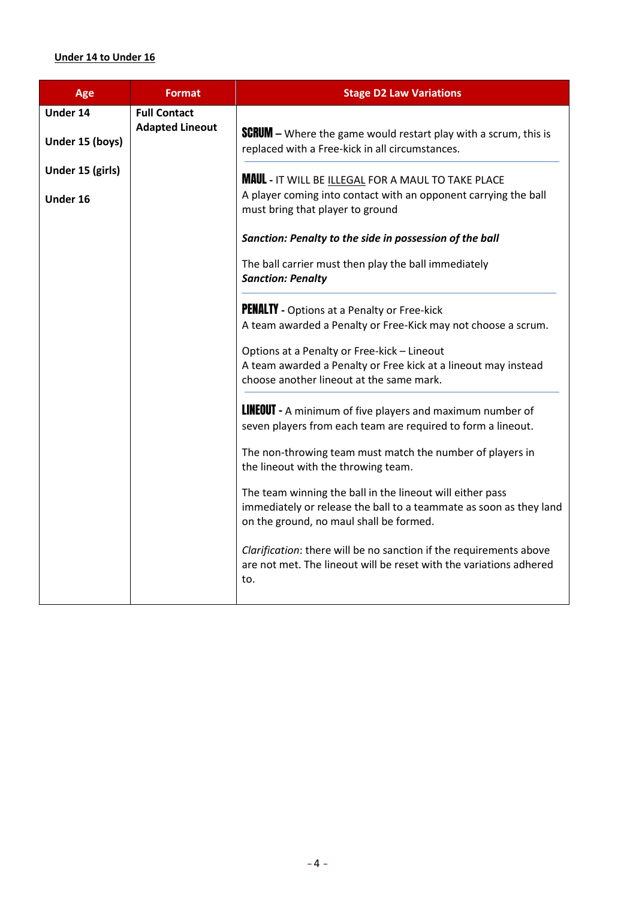**Under 14 to Under 16**

| Age | Format | Stage D2 Law Variations |
|---|---|---|
| Under 14<br><br>Under 15 (boys)<br><br>Under 15 (girls)<br><br>Under 16 | Full Contact<br>Adapted Lineout | **SCRUM** – Where the game would restart play with a scrum, this is replaced with a Free-kick in all circumstances.<br><br>**MAUL** - IT WILL BE ILLEGAL FOR A MAUL TO TAKE PLACE<br>A player coming into contact with an opponent carrying the ball must bring that player to ground<br><br>***Sanction: Penalty to the side in possession of the ball***<br><br>The ball carrier must then play the ball immediately<br>***Sanction: Penalty***<br><br>**PENALTY** - Options at a Penalty or Free-kick<br>A team awarded a Penalty or Free-Kick may not choose a scrum.<br><br>Options at a Penalty or Free-kick – Lineout<br>A team awarded a Penalty or Free kick at a lineout may instead choose another lineout at the same mark.<br><br>**LINEOUT** - A minimum of five players and maximum number of seven players from each team are required to form a lineout.<br><br>The non-throwing team must match the number of players in the lineout with the throwing team.<br><br>The team winning the ball in the lineout will either pass immediately or release the ball to a teammate as soon as they land on the ground, no maul shall be formed.<br><br>*Clarification*: there will be no sanction if the requirements above are not met. The lineout will be reset with the variations adhered to. |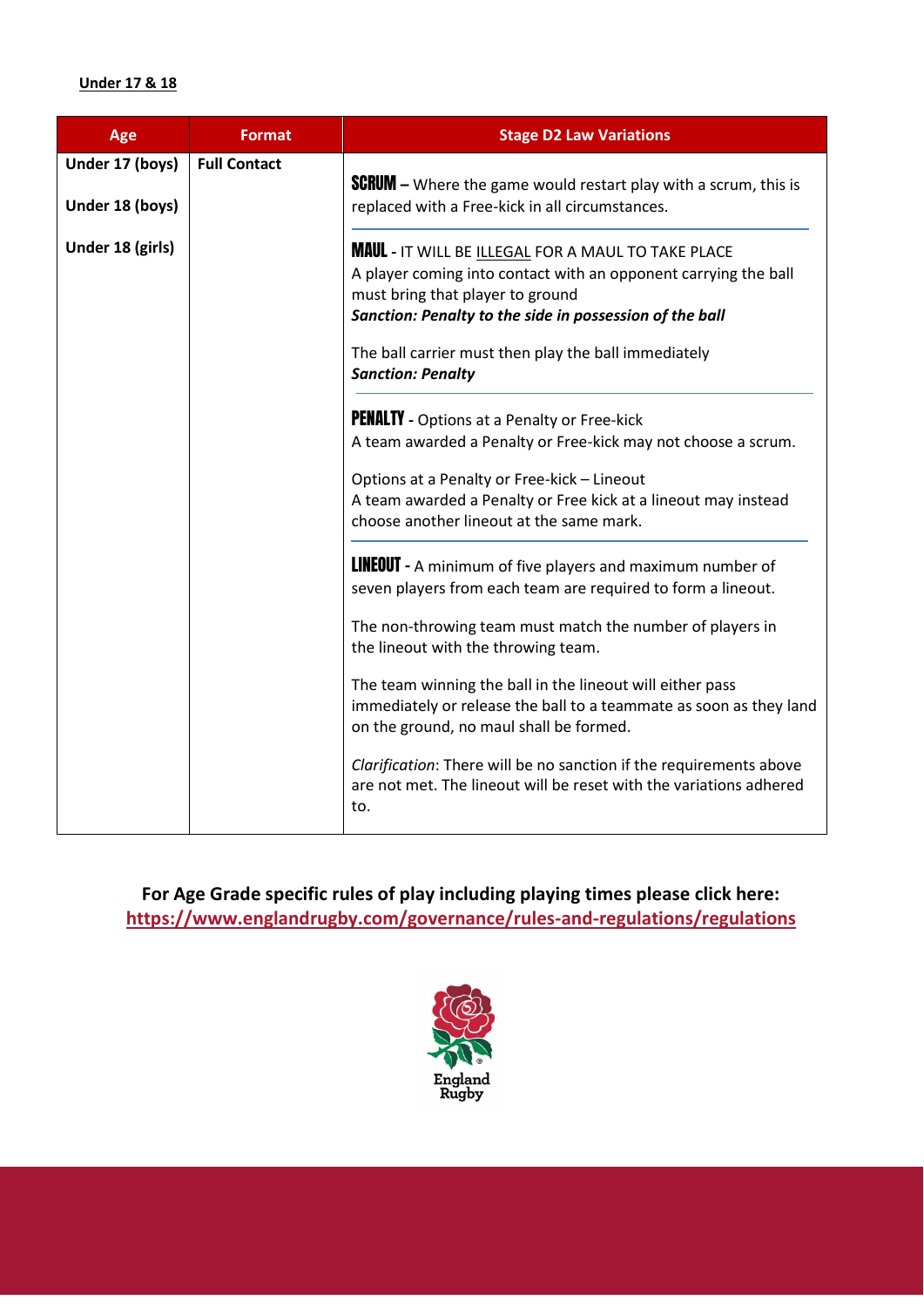**Under 17 & 18**

| Age | Format | Stage D2 Law Variations |
|---|---|---|
| Under 17 (boys)<br><br>Under 18 (boys)<br><br>Under 18 (girls) | **Full Contact** | **SCRUM –** Where the game would restart play with a scrum, this is replaced with a Free-kick in all circumstances.<br><br>**MAUL -** IT WILL BE ILLEGAL FOR A MAUL TO TAKE PLACE<br>A player coming into contact with an opponent carrying the ball must bring that player to ground<br>***Sanction: Penalty to the side in possession of the ball***<br><br>The ball carrier must then play the ball immediately<br>***Sanction: Penalty***<br><br>**PENALTY -** Options at a Penalty or Free-kick<br>A team awarded a Penalty or Free-kick may not choose a scrum.<br><br>Options at a Penalty or Free-kick – Lineout<br>A team awarded a Penalty or Free kick at a lineout may instead choose another lineout at the same mark.<br><br>**LINEOUT -** A minimum of five players and maximum number of seven players from each team are required to form a lineout.<br><br>The non-throwing team must match the number of players in the lineout with the throwing team.<br><br>The team winning the ball in the lineout will either pass immediately or release the ball to a teammate as soon as they land on the ground, no maul shall be formed.<br><br>*Clarification*: There will be no sanction if the requirements above are not met. The lineout will be reset with the variations adhered to. |

**For Age Grade specific rules of play including playing times please click here:**
**https://www.englandrugby.com/governance/rules-and-regulations/regulations**

England Rugby